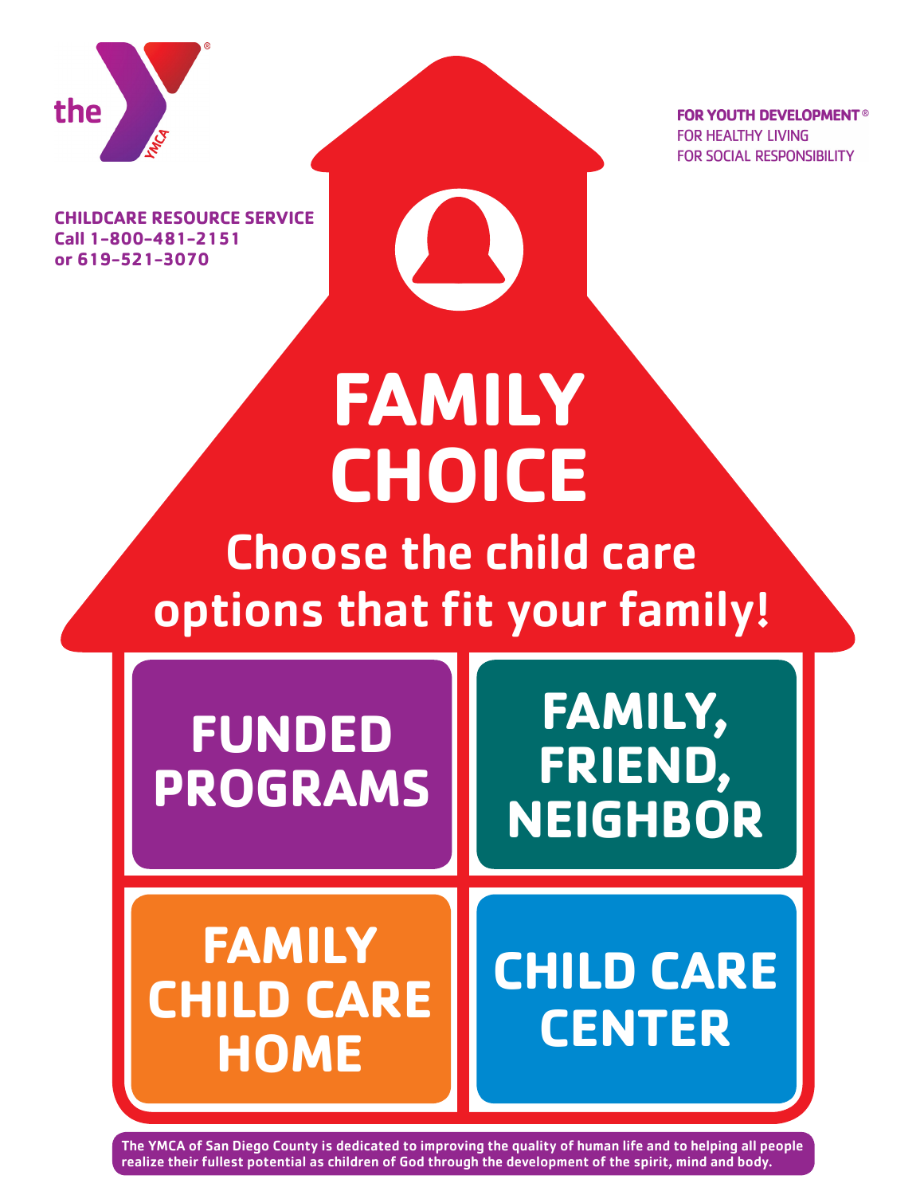the YMCA

**FOR YOUTH DEVELOPMENT®**
FOR HEALTHY LIVING
FOR SOCIAL RESPONSIBILITY

**CHILDCARE RESOURCE SERVICE**
**Call 1-800-481-2151**
**or 619-521-3070**

# FAMILY CHOICE

## Choose the child care options that fit your family!

- **FUNDED PROGRAMS**
- **FAMILY, FRIEND, NEIGHBOR**
- **FAMILY CHILD CARE HOME**
- **CHILD CARE CENTER**

**The YMCA of San Diego County is dedicated to improving the quality of human life and to helping all people realize their fullest potential as children of God through the development of the spirit, mind and body.**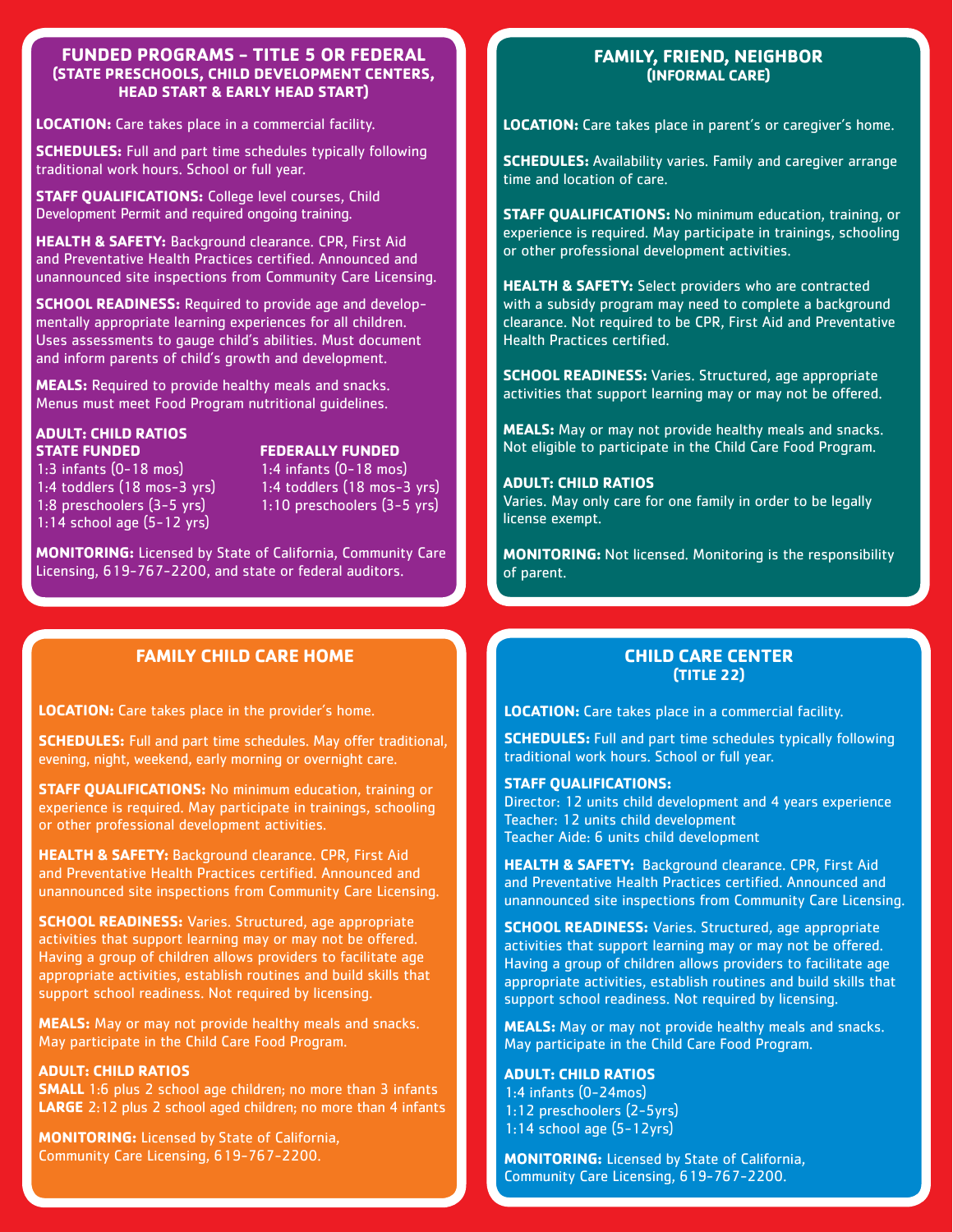## FUNDED PROGRAMS – TITLE 5 OR FEDERAL
### (STATE PRESCHOOLS, CHILD DEVELOPMENT CENTERS, HEAD START & EARLY HEAD START)

**LOCATION:** Care takes place in a commercial facility.

**SCHEDULES:** Full and part time schedules typically following traditional work hours. School or full year.

**STAFF QUALIFICATIONS:** College level courses, Child Development Permit and required ongoing training.

**HEALTH & SAFETY:** Background clearance. CPR, First Aid and Preventative Health Practices certified. Announced and unannounced site inspections from Community Care Licensing.

**SCHOOL READINESS:** Required to provide age and developmentally appropriate learning experiences for all children. Uses assessments to gauge child's abilities. Must document and inform parents of child's growth and development.

**MEALS:** Required to provide healthy meals and snacks. Menus must meet Food Program nutritional guidelines.

**ADULT: CHILD RATIOS**

**STATE FUNDED**
1:3 infants (0-18 mos)
1:4 toddlers (18 mos-3 yrs)
1:8 preschoolers (3-5 yrs)
1:14 school age (5-12 yrs)

**FEDERALLY FUNDED**
1:4 infants (0-18 mos)
1:4 toddlers (18 mos-3 yrs)
1:10 preschoolers (3-5 yrs)

**MONITORING:** Licensed by State of California, Community Care Licensing, 619-767-2200, and state or federal auditors.

## FAMILY, FRIEND, NEIGHBOR
### (INFORMAL CARE)

**LOCATION:** Care takes place in parent's or caregiver's home.

**SCHEDULES:** Availability varies. Family and caregiver arrange time and location of care.

**STAFF QUALIFICATIONS:** No minimum education, training, or experience is required. May participate in trainings, schooling or other professional development activities.

**HEALTH & SAFETY:** Select providers who are contracted with a subsidy program may need to complete a background clearance. Not required to be CPR, First Aid and Preventative Health Practices certified.

**SCHOOL READINESS:** Varies. Structured, age appropriate activities that support learning may or may not be offered.

**MEALS:** May or may not provide healthy meals and snacks. Not eligible to participate in the Child Care Food Program.

**ADULT: CHILD RATIOS**
Varies. May only care for one family in order to be legally license exempt.

**MONITORING:** Not licensed. Monitoring is the responsibility of parent.

## FAMILY CHILD CARE HOME

**LOCATION:** Care takes place in the provider's home.

**SCHEDULES:** Full and part time schedules. May offer traditional, evening, night, weekend, early morning or overnight care.

**STAFF QUALIFICATIONS:** No minimum education, training or experience is required. May participate in trainings, schooling or other professional development activities.

**HEALTH & SAFETY:** Background clearance. CPR, First Aid and Preventative Health Practices certified. Announced and unannounced site inspections from Community Care Licensing.

**SCHOOL READINESS:** Varies. Structured, age appropriate activities that support learning may or may not be offered. Having a group of children allows providers to facilitate age appropriate activities, establish routines and build skills that support school readiness. Not required by licensing.

**MEALS:** May or may not provide healthy meals and snacks. May participate in the Child Care Food Program.

**ADULT: CHILD RATIOS**
**SMALL** 1:6 plus 2 school age children; no more than 3 infants
**LARGE** 2:12 plus 2 school aged children; no more than 4 infants

**MONITORING:** Licensed by State of California, Community Care Licensing, 619-767-2200.

## CHILD CARE CENTER
### (TITLE 22)

**LOCATION:** Care takes place in a commercial facility.

**SCHEDULES:** Full and part time schedules typically following traditional work hours. School or full year.

**STAFF QUALIFICATIONS:**
Director: 12 units child development and 4 years experience
Teacher: 12 units child development
Teacher Aide: 6 units child development

**HEALTH & SAFETY:** Background clearance. CPR, First Aid and Preventative Health Practices certified. Announced and unannounced site inspections from Community Care Licensing.

**SCHOOL READINESS:** Varies. Structured, age appropriate activities that support learning may or may not be offered. Having a group of children allows providers to facilitate age appropriate activities, establish routines and build skills that support school readiness. Not required by licensing.

**MEALS:** May or may not provide healthy meals and snacks. May participate in the Child Care Food Program.

**ADULT: CHILD RATIOS**
1:4 infants (0-24mos)
1:12 preschoolers (2-5yrs)
1:14 school age (5-12yrs)

**MONITORING:** Licensed by State of California, Community Care Licensing, 619-767-2200.